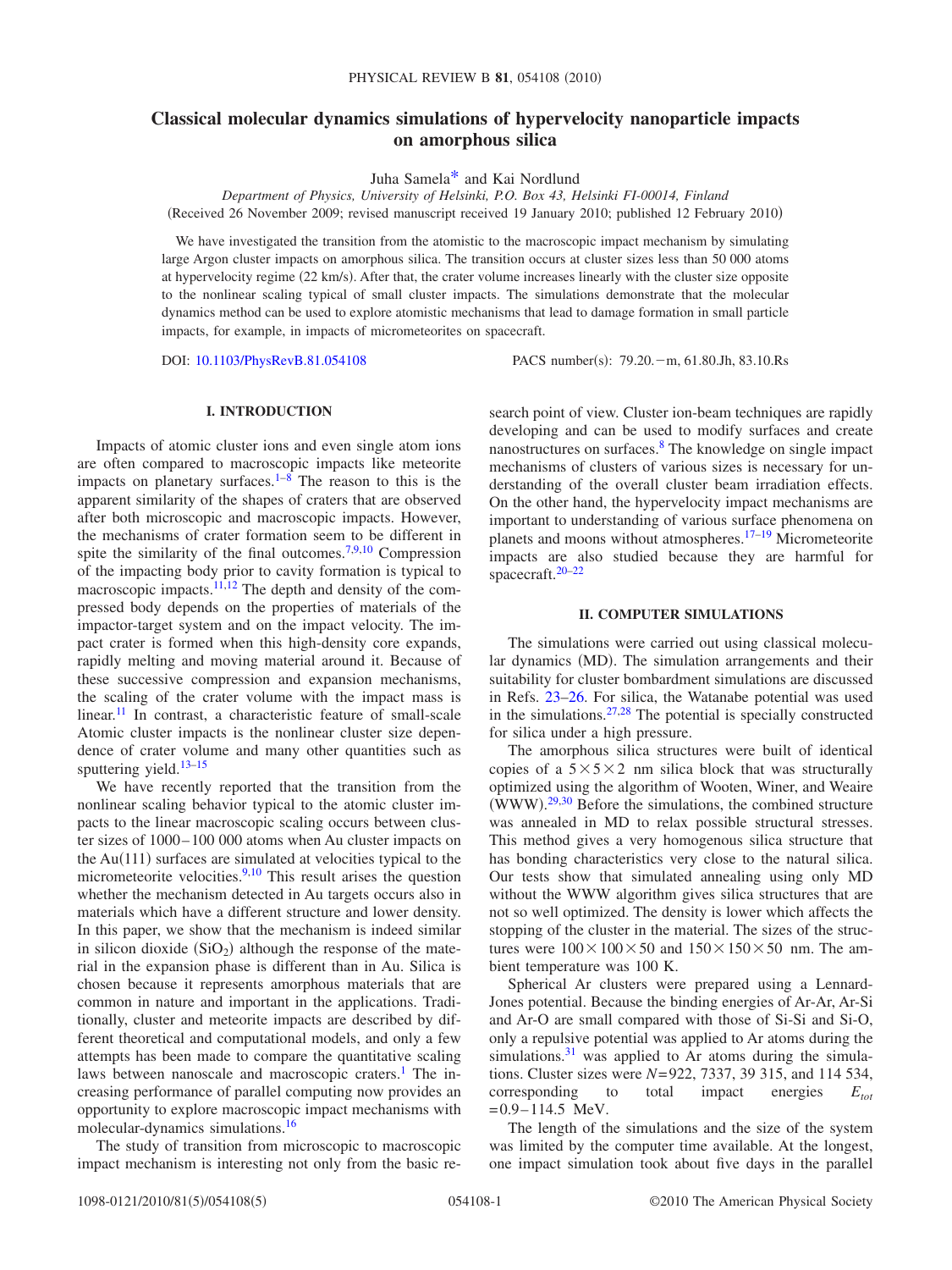# Classical molecular dynamics simulations of hypervelocity nanoparticle impacts on amorphous silica

Juha Samela* and Kai Nordlund

*Department of Physics, University of Helsinki, P.O. Box 43, Helsinki FI-00014, Finland*

(Received 26 November 2009; revised manuscript received 19 January 2010; published 12 February 2010)

We have investigated the transition from the atomistic to the macroscopic impact mechanism by simulating large Argon cluster impacts on amorphous silica. The transition occurs at cluster sizes less than 50 000 atoms at hypervelocity regime (22 km/s). After that, the crater volume increases linearly with the cluster size opposite to the nonlinear scaling typical of small cluster impacts. The simulations demonstrate that the molecular dynamics method can be used to explore atomistic mechanisms that lead to damage formation in small particle impacts, for example, in impacts of micrometeorites on spacecraft.

DOI: 10.1103/PhysRevB.81.054108 PACS number(s): 79.20.−m, 61.80.Jh, 83.10.Rs

## I. INTRODUCTION

Impacts of atomic cluster ions and even single atom ions are often compared to macroscopic impacts like meteorite impacts on planetary surfaces.[1–8] The reason to this is the apparent similarity of the shapes of craters that are observed after both microscopic and macroscopic impacts. However, the mechanisms of crater formation seem to be different in spite the similarity of the final outcomes.[7,9,10] Compression of the impacting body prior to cavity formation is typical to macroscopic impacts.[11,12] The depth and density of the compressed body depends on the properties of materials of the impactor-target system and on the impact velocity. The impact crater is formed when this high-density core expands, rapidly melting and moving material around it. Because of these successive compression and expansion mechanisms, the scaling of the crater volume with the impact mass is linear.[11] In contrast, a characteristic feature of small-scale Atomic cluster impacts is the nonlinear cluster size dependence of crater volume and many other quantities such as sputtering yield.[13–15]

We have recently reported that the transition from the nonlinear scaling behavior typical to the atomic cluster impacts to the linear macroscopic scaling occurs between cluster sizes of 1000–100 000 atoms when Au cluster impacts on the Au(111) surfaces are simulated at velocities typical to the micrometeorite velocities.[9,10] This result arises the question whether the mechanism detected in Au targets occurs also in materials which have a different structure and lower density. In this paper, we show that the mechanism is indeed similar in silicon dioxide ($SiO_2$) although the response of the material in the expansion phase is different than in Au. Silica is chosen because it represents amorphous materials that are common in nature and important in the applications. Traditionally, cluster and meteorite impacts are described by different theoretical and computational models, and only a few attempts has been made to compare the quantitative scaling laws between nanoscale and macroscopic craters.[1] The increasing performance of parallel computing now provides an opportunity to explore macroscopic impact mechanisms with molecular-dynamics simulations.[16]

The study of transition from microscopic to macroscopic impact mechanism is interesting not only from the basic research point of view. Cluster ion-beam techniques are rapidly developing and can be used to modify surfaces and create nanostructures on surfaces.[8] The knowledge on single impact mechanisms of clusters of various sizes is necessary for understanding of the overall cluster beam irradiation effects. On the other hand, the hypervelocity impact mechanisms are important to understanding of various surface phenomena on planets and moons without atmospheres.[17–19] Micrometeorite impacts are also studied because they are harmful for spacecraft.[20–22]

## II. COMPUTER SIMULATIONS

The simulations were carried out using classical molecular dynamics (MD). The simulation arrangements and their suitability for cluster bombardment simulations are discussed in Refs. 23–26. For silica, the Watanabe potential was used in the simulations.[27,28] The potential is specially constructed for silica under a high pressure.

The amorphous silica structures were built of identical copies of a $5\times5\times2$ nm silica block that was structurally optimized using the algorithm of Wooten, Winer, and Weaire (WWW).[29,30] Before the simulations, the combined structure was annealed in MD to relax possible structural stresses. This method gives a very homogenous silica structure that has bonding characteristics very close to the natural silica. Our tests show that simulated annealing using only MD without the WWW algorithm gives silica structures that are not so well optimized. The density is lower which affects the stopping of the cluster in the material. The sizes of the structures were $100\times100\times50$ and $150\times150\times50$ nm. The ambient temperature was 100 K.

Spherical Ar clusters were prepared using a Lennard-Jones potential. Because the binding energies of Ar-Ar, Ar-Si and Ar-O are small compared with those of Si-Si and Si-O, only a repulsive potential was applied to Ar atoms during the simulations.[31] was applied to Ar atoms during the simulations. Cluster sizes were $N=922$, 7337, 39 315, and 114 534, corresponding to total impact energies $E_{tot}=0.9$–114.5 MeV.

The length of the simulations and the size of the system was limited by the computer time available. At the longest, one impact simulation took about five days in the parallel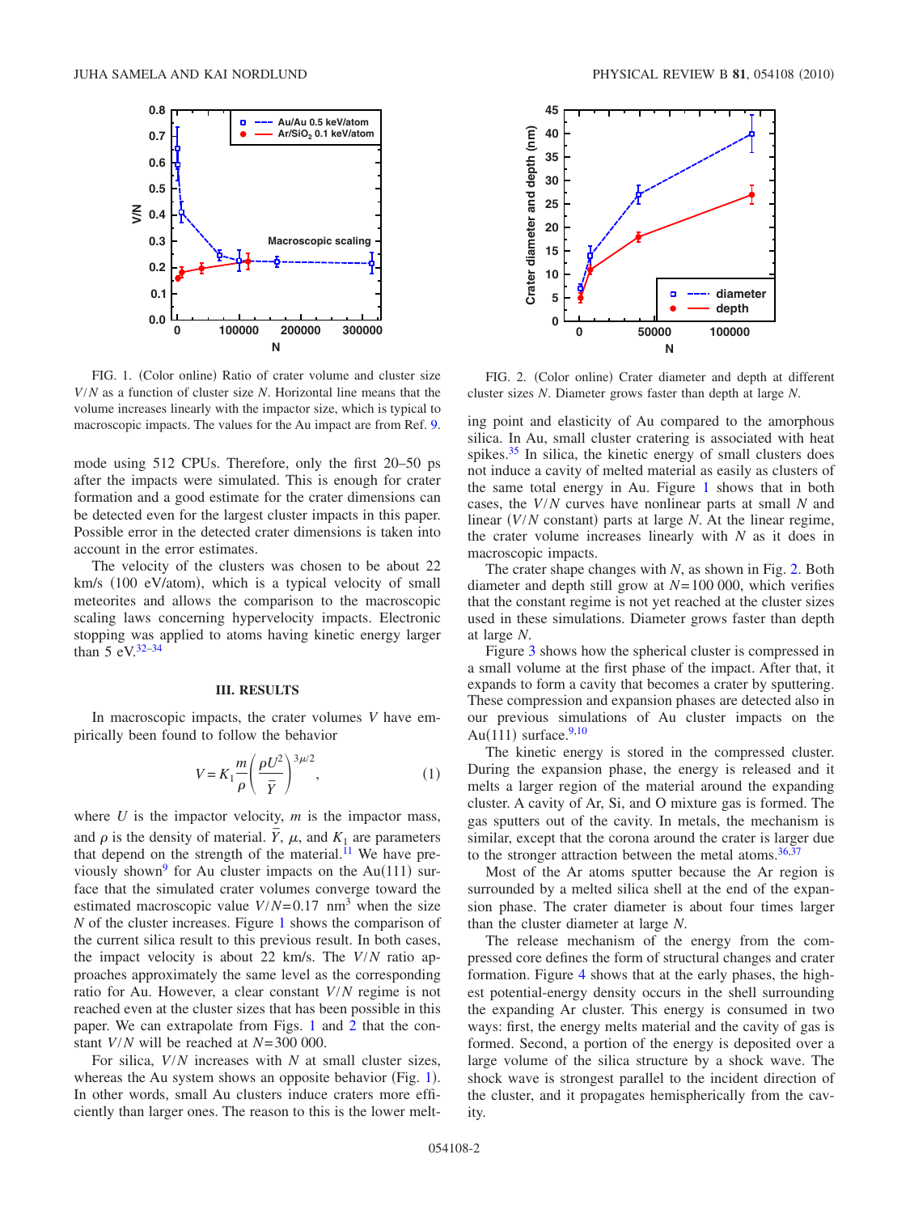0.8
0.7
0.6
0.5
0.4
0.3
0.2
0.1
0.0
V/N
0 100000 200000 300000
N
Au/Au 0.5 keV/atom
$Ar/SiO_2$ 0.1 keV/atom
Macroscopic scaling

FIG. 1. (Color online) Ratio of crater volume and cluster size $V/N$ as a function of cluster size $N$. Horizontal line means that the volume increases linearly with the impactor size, which is typical to macroscopic impacts. The values for the Au impact are from Ref. 9.

45
40
35
30
25
20
15
10
5
0
Crater diameter and depth (nm)
0 50000 100000
N
diameter
depth

FIG. 2. (Color online) Crater diameter and depth at different cluster sizes $N$. Diameter grows faster than depth at large $N$.

mode using 512 CPUs. Therefore, only the first 20–50 ps after the impacts were simulated. This is enough for crater formation and a good estimate for the crater dimensions can be detected even for the largest cluster impacts in this paper. Possible error in the detected crater dimensions is taken into account in the error estimates.

The velocity of the clusters was chosen to be about 22 km/s (100 eV/atom), which is a typical velocity of small meteorites and allows the comparison to the macroscopic scaling laws concerning hypervelocity impacts. Electronic stopping was applied to atoms having kinetic energy larger than 5 eV.[32–34]

### III. RESULTS

In macroscopic impacts, the crater volumes $V$ have empirically been found to follow the behavior

$$V = K_1 \frac{m}{\rho} \left( \frac{\rho U^2}{\bar{Y}} \right)^{3\mu/2}, \tag{1}$$

where $U$ is the impactor velocity, $m$ is the impactor mass, and $\rho$ is the density of material. $\bar{Y}$, $\mu$, and $K_1$ are parameters that depend on the strength of the material.[11] We have previously shown[9] for Au cluster impacts on the Au(111) surface that the simulated crater volumes converge toward the estimated macroscopic value $V/N=0.17$ $\text{nm}^3$ when the size $N$ of the cluster increases. Figure 1 shows the comparison of the current silica result to this previous result. In both cases, the impact velocity is about 22 km/s. The $V/N$ ratio approaches approximately the same level as the corresponding ratio for Au. However, a clear constant $V/N$ regime is not reached even at the cluster sizes that has been possible in this paper. We can extrapolate from Figs. 1 and 2 that the constant $V/N$ will be reached at $N=300\,000$.

For silica, $V/N$ increases with $N$ at small cluster sizes, whereas the Au system shows an opposite behavior (Fig. 1). In other words, small Au clusters induce craters more efficiently than larger ones. The reason to this is the lower melting point and elasticity of Au compared to the amorphous silica. In Au, small cluster cratering is associated with heat spikes.[35] In silica, the kinetic energy of small clusters does not induce a cavity of melted material as easily as clusters of the same total energy in Au. Figure 1 shows that in both cases, the $V/N$ curves have nonlinear parts at small $N$ and linear ($V/N$ constant) parts at large $N$. At the linear regime, the crater volume increases linearly with $N$ as it does in macroscopic impacts.

The crater shape changes with $N$, as shown in Fig. 2. Both diameter and depth still grow at $N=100\,000$, which verifies that the constant regime is not yet reached at the cluster sizes used in these simulations. Diameter grows faster than depth at large $N$.

Figure 3 shows how the spherical cluster is compressed in a small volume at the first phase of the impact. After that, it expands to form a cavity that becomes a crater by sputtering. These compression and expansion phases are detected also in our previous simulations of Au cluster impacts on the Au(111) surface.[9,10]

The kinetic energy is stored in the compressed cluster. During the expansion phase, the energy is released and it melts a larger region of the material around the expanding cluster. A cavity of Ar, Si, and O mixture gas is formed. The gas sputters out of the cavity. In metals, the mechanism is similar, except that the corona around the crater is larger due to the stronger attraction between the metal atoms.[36,37]

Most of the Ar atoms sputter because the Ar region is surrounded by a melted silica shell at the end of the expansion phase. The crater diameter is about four times larger than the cluster diameter at large $N$.

The release mechanism of the energy from the compressed core defines the form of structural changes and crater formation. Figure 4 shows that at the early phases, the highest potential-energy density occurs in the shell surrounding the expanding Ar cluster. This energy is consumed in two ways: first, the energy melts material and the cavity of gas is formed. Second, a portion of the energy is deposited over a large volume of the silica structure by a shock wave. The shock wave is strongest parallel to the incident direction of the cluster, and it propagates hemispherically from the cavity.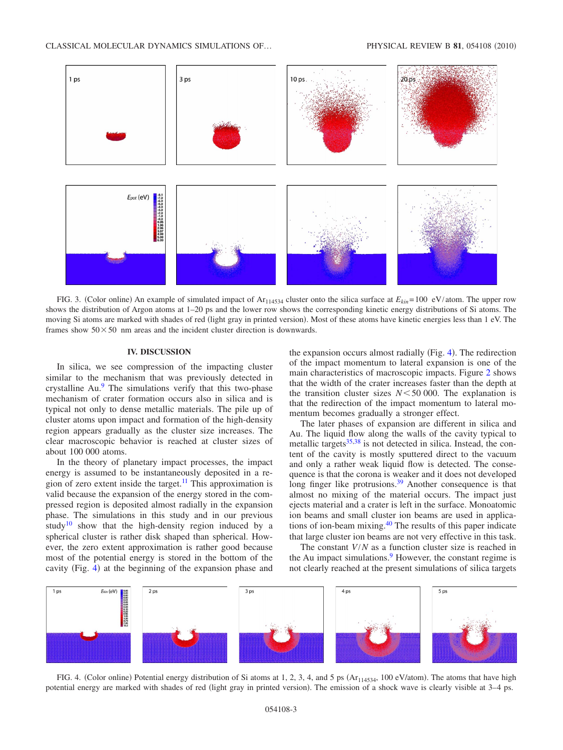FIG. 3. (Color online) An example of simulated impact of $Ar_{114534}$ cluster onto the silica surface at $E_{kin}$=100 eV/atom. The upper row shows the distribution of Argon atoms at 1–20 ps and the lower row shows the corresponding kinetic energy distributions of Si atoms. The moving Si atoms are marked with shades of red (light gray in printed version). Most of these atoms have kinetic energies less than 1 eV. The frames show 50×50 nm areas and the incident cluster direction is downwards.

## IV. DISCUSSION

In silica, we see compression of the impacting cluster similar to the mechanism that was previously detected in crystalline Au.[9] The simulations verify that this two-phase mechanism of crater formation occurs also in silica and is typical not only to dense metallic materials. The pile up of cluster atoms upon impact and formation of the high-density region appears gradually as the cluster size increases. The clear macroscopic behavior is reached at cluster sizes of about 100 000 atoms.

In the theory of planetary impact processes, the impact energy is assumed to be instantaneously deposited in a region of zero extent inside the target.[11] This approximation is valid because the expansion of the energy stored in the compressed region is deposited almost radially in the expansion phase. The simulations in this study and in our previous study[10] show that the high-density region induced by a spherical cluster is rather disk shaped than spherical. However, the zero extent approximation is rather good because most of the potential energy is stored in the bottom of the cavity (Fig. 4) at the beginning of the expansion phase and the expansion occurs almost radially (Fig. 4). The redirection of the impact momentum to lateral expansion is one of the main characteristics of macroscopic impacts. Figure 2 shows that the width of the crater increases faster than the depth at the transition cluster sizes $N < 50\,000$. The explanation is that the redirection of the impact momentum to lateral momentum becomes gradually a stronger effect.

The later phases of expansion are different in silica and Au. The liquid flow along the walls of the cavity typical to metallic targets[35,38] is not detected in silica. Instead, the content of the cavity is mostly sputtered direct to the vacuum and only a rather weak liquid flow is detected. The consequence is that the corona is weaker and it does not developed long finger like protrusions.[39] Another consequence is that almost no mixing of the material occurs. The impact just ejects material and a crater is left in the surface. Monoatomic ion beams and small cluster ion beams are used in applications of ion-beam mixing.[40] The results of this paper indicate that large cluster ion beams are not very effective in this task.

The constant $V/N$ as a function cluster size is reached in the Au impact simulations.[9] However, the constant regime is not clearly reached at the present simulations of silica targets

FIG. 4. (Color online) Potential energy distribution of Si atoms at 1, 2, 3, 4, and 5 ps ($Ar_{114534}$, 100 eV/atom). The atoms that have high potential energy are marked with shades of red (light gray in printed version). The emission of a shock wave is clearly visible at 3–4 ps.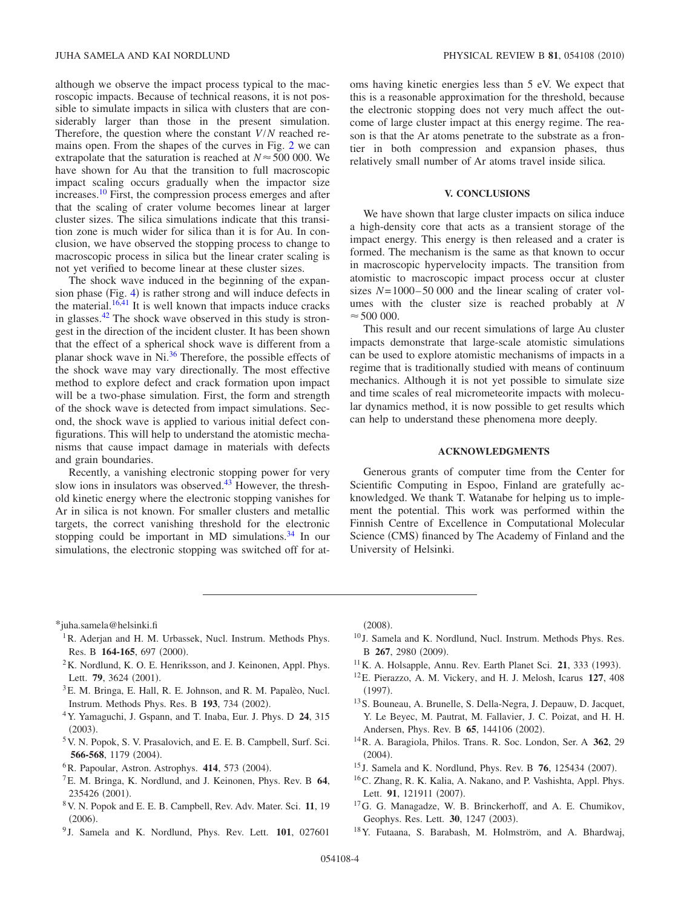although we observe the impact process typical to the macroscopic impacts. Because of technical reasons, it is not possible to simulate impacts in silica with clusters that are considerably larger than those in the present simulation. Therefore, the question where the constant $V/N$ reached remains open. From the shapes of the curves in Fig. 2 we can extrapolate that the saturation is reached at $N \approx 500\,000$. We have shown for Au that the transition to full macroscopic impact scaling occurs gradually when the impactor size increases.[10] First, the compression process emerges and after that the scaling of crater volume becomes linear at larger cluster sizes. The silica simulations indicate that this transition zone is much wider for silica than it is for Au. In conclusion, we have observed the stopping process to change to macroscopic process in silica but the linear crater scaling is not yet verified to become linear at these cluster sizes.

The shock wave induced in the beginning of the expansion phase (Fig. 4) is rather strong and will induce defects in the material.[16,41] It is well known that impacts induce cracks in glasses.[42] The shock wave observed in this study is strongest in the direction of the incident cluster. It has been shown that the effect of a spherical shock wave is different from a planar shock wave in Ni.[36] Therefore, the possible effects of the shock wave may vary directionally. The most effective method to explore defect and crack formation upon impact will be a two-phase simulation. First, the form and strength of the shock wave is detected from impact simulations. Second, the shock wave is applied to various initial defect configurations. This will help to understand the atomistic mechanisms that cause impact damage in materials with defects and grain boundaries.

Recently, a vanishing electronic stopping power for very slow ions in insulators was observed.[43] However, the threshold kinetic energy where the electronic stopping vanishes for Ar in silica is not known. For smaller clusters and metallic targets, the correct vanishing threshold for the electronic stopping could be important in MD simulations.[34] In our simulations, the electronic stopping was switched off for atoms having kinetic energies less than 5 eV. We expect that this is a reasonable approximation for the threshold, because the electronic stopping does not very much affect the outcome of large cluster impact at this energy regime. The reason is that the Ar atoms penetrate to the substrate as a frontier in both compression and expansion phases, thus relatively small number of Ar atoms travel inside silica.

## V. CONCLUSIONS

We have shown that large cluster impacts on silica induce a high-density core that acts as a transient storage of the impact energy. This energy is then released and a crater is formed. The mechanism is the same as that known to occur in macroscopic hypervelocity impacts. The transition from atomistic to macroscopic impact process occur at cluster sizes $N=1000$–$50\,000$ and the linear scaling of crater volumes with the cluster size is reached probably at $N \approx 500\,000$.

This result and our recent simulations of large Au cluster impacts demonstrate that large-scale atomistic simulations can be used to explore atomistic mechanisms of impacts in a regime that is traditionally studied with means of continuum mechanics. Although it is not yet possible to simulate size and time scales of real micrometeorite impacts with molecular dynamics method, it is now possible to get results which can help to understand these phenomena more deeply.

## ACKNOWLEDGMENTS

Generous grants of computer time from the Center for Scientific Computing in Espoo, Finland are gratefully acknowledged. We thank T. Watanabe for helping us to implement the potential. This work was performed within the Finnish Centre of Excellence in Computational Molecular Science (CMS) financed by The Academy of Finland and the University of Helsinki.

---

*juha.samela@helsinki.fi

[1] R. Aderjan and H. M. Urbassek, Nucl. Instrum. Methods Phys. Res. B **164-165**, 697 (2000).

[2] K. Nordlund, K. O. E. Henriksson, and J. Keinonen, Appl. Phys. Lett. **79**, 3624 (2001).

[3] E. M. Bringa, E. Hall, R. E. Johnson, and R. M. Papalèo, Nucl. Instrum. Methods Phys. Res. B **193**, 734 (2002).

[4] Y. Yamaguchi, J. Gspann, and T. Inaba, Eur. J. Phys. D **24**, 315 (2003).

[5] V. N. Popok, S. V. Prasalovich, and E. E. B. Campbell, Surf. Sci. **566-568**, 1179 (2004).

[6] R. Papoular, Astron. Astrophys. **414**, 573 (2004).

[7] E. M. Bringa, K. Nordlund, and J. Keinonen, Phys. Rev. B **64**, 235426 (2001).

[8] V. N. Popok and E. E. B. Campbell, Rev. Adv. Mater. Sci. **11**, 19 (2006).

[9] J. Samela and K. Nordlund, Phys. Rev. Lett. **101**, 027601 (2008).

[10] J. Samela and K. Nordlund, Nucl. Instrum. Methods Phys. Res. B **267**, 2980 (2009).

[11] K. A. Holsapple, Annu. Rev. Earth Planet Sci. **21**, 333 (1993).

[12] E. Pierazzo, A. M. Vickery, and H. J. Melosh, Icarus **127**, 408 (1997).

[13] S. Bouneau, A. Brunelle, S. Della-Negra, J. Depauw, D. Jacquet, Y. Le Beyec, M. Pautrat, M. Fallavier, J. C. Poizat, and H. H. Andersen, Phys. Rev. B **65**, 144106 (2002).

[14] R. A. Baragiola, Philos. Trans. R. Soc. London, Ser. A **362**, 29 (2004).

[15] J. Samela and K. Nordlund, Phys. Rev. B **76**, 125434 (2007).

[16] C. Zhang, R. K. Kalia, A. Nakano, and P. Vashishta, Appl. Phys. Lett. **91**, 121911 (2007).

[17] G. G. Managadze, W. B. Brinckerhoff, and A. E. Chumikov, Geophys. Res. Lett. **30**, 1247 (2003).

[18] Y. Futaana, S. Barabash, M. Holmström, and A. Bhardwaj,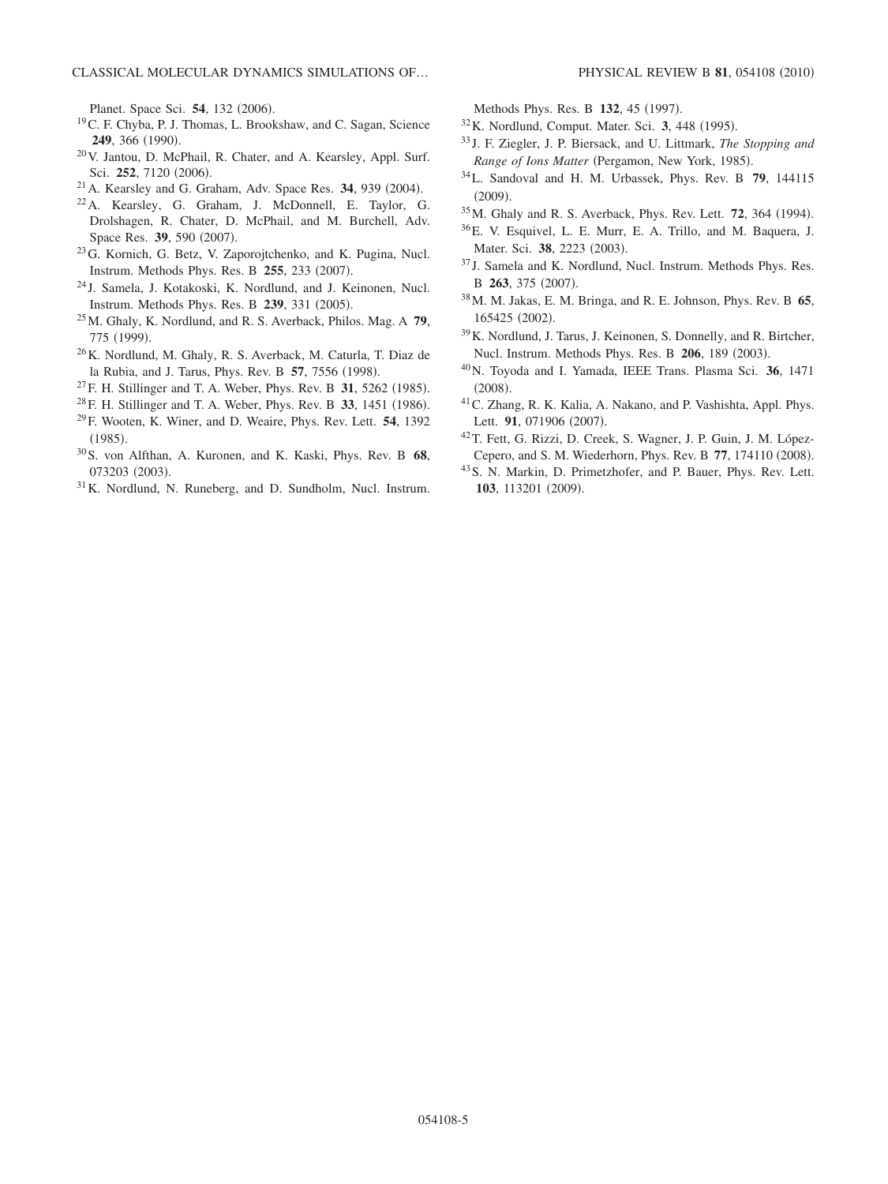Planet. Space Sci. **54**, 132 (2006).

[19] C. F. Chyba, P. J. Thomas, L. Brookshaw, and C. Sagan, Science **249**, 366 (1990).

[20] V. Jantou, D. McPhail, R. Chater, and A. Kearsley, Appl. Surf. Sci. **252**, 7120 (2006).

[21] A. Kearsley and G. Graham, Adv. Space Res. **34**, 939 (2004).

[22] A. Kearsley, G. Graham, J. McDonnell, E. Taylor, G. Drolshagen, R. Chater, D. McPhail, and M. Burchell, Adv. Space Res. **39**, 590 (2007).

[23] G. Kornich, G. Betz, V. Zaporojtchenko, and K. Pugina, Nucl. Instrum. Methods Phys. Res. B **255**, 233 (2007).

[24] J. Samela, J. Kotakoski, K. Nordlund, and J. Keinonen, Nucl. Instrum. Methods Phys. Res. B **239**, 331 (2005).

[25] M. Ghaly, K. Nordlund, and R. S. Averback, Philos. Mag. A **79**, 775 (1999).

[26] K. Nordlund, M. Ghaly, R. S. Averback, M. Caturla, T. Diaz de la Rubia, and J. Tarus, Phys. Rev. B **57**, 7556 (1998).

[27] F. H. Stillinger and T. A. Weber, Phys. Rev. B **31**, 5262 (1985).

[28] F. H. Stillinger and T. A. Weber, Phys. Rev. B **33**, 1451 (1986).

[29] F. Wooten, K. Winer, and D. Weaire, Phys. Rev. Lett. **54**, 1392 (1985).

[30] S. von Alfthan, A. Kuronen, and K. Kaski, Phys. Rev. B **68**, 073203 (2003).

[31] K. Nordlund, N. Runeberg, and D. Sundholm, Nucl. Instrum. Methods Phys. Res. B **132**, 45 (1997).

[32] K. Nordlund, Comput. Mater. Sci. **3**, 448 (1995).

[33] J. F. Ziegler, J. P. Biersack, and U. Littmark, *The Stopping and Range of Ions Matter* (Pergamon, New York, 1985).

[34] L. Sandoval and H. M. Urbassek, Phys. Rev. B **79**, 144115 (2009).

[35] M. Ghaly and R. S. Averback, Phys. Rev. Lett. **72**, 364 (1994).

[36] E. V. Esquivel, L. E. Murr, E. A. Trillo, and M. Baquera, J. Mater. Sci. **38**, 2223 (2003).

[37] J. Samela and K. Nordlund, Nucl. Instrum. Methods Phys. Res. B **263**, 375 (2007).

[38] M. M. Jakas, E. M. Bringa, and R. E. Johnson, Phys. Rev. B **65**, 165425 (2002).

[39] K. Nordlund, J. Tarus, J. Keinonen, S. Donnelly, and R. Birtcher, Nucl. Instrum. Methods Phys. Res. B **206**, 189 (2003).

[40] N. Toyoda and I. Yamada, IEEE Trans. Plasma Sci. **36**, 1471 (2008).

[41] C. Zhang, R. K. Kalia, A. Nakano, and P. Vashishta, Appl. Phys. Lett. **91**, 071906 (2007).

[42] T. Fett, G. Rizzi, D. Creek, S. Wagner, J. P. Guin, J. M. López-Cepero, and S. M. Wiederhorn, Phys. Rev. B **77**, 174110 (2008).

[43] S. N. Markin, D. Primetzhofer, and P. Bauer, Phys. Rev. Lett. **103**, 113201 (2009).